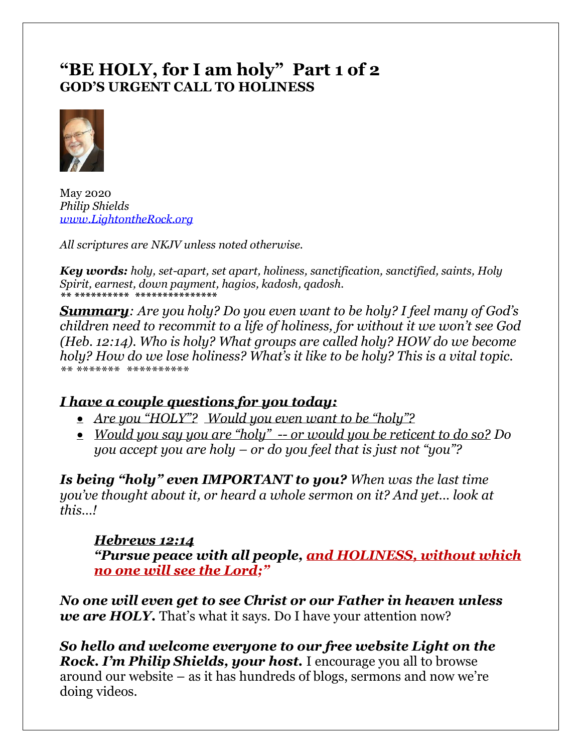# "BE HOLY, for I am holy" Part 1 of 2
## GOD'S URGENT CALL TO HOLINESS

May 2020
*Philip Shields*
[www.LightontheRock.org](http://www.LightontheRock.org)

*All scriptures are NKJV unless noted otherwise.*

***Key words:*** *holy, set-apart, set apart, holiness, sanctification, sanctified, saints, Holy Spirit, earnest, down payment, hagios, kadosh, qadosh.*
*** ********** ***************

***Summary****: Are you holy? Do you even want to be holy? I feel many of God's children need to recommit to a life of holiness, for without it we won't see God (Heb. 12:14). Who is holy? What groups are called holy? HOW do we become holy? How do we lose holiness? What's it like to be holy? This is a vital topic.*
*** ******* **********

***I have a couple questions for you today:***

- *Are you "HOLY"? Would you even want to be "holy"?*
- *Would you say you are "holy" -- or would you be reticent to do so? Do you accept you are holy – or do you feel that is just not "you"?*

***Is being "holy" even IMPORTANT to you?*** *When was the last time you've thought about it, or heard a whole sermon on it? And yet… look at this…!*

> ***Hebrews 12:14***
> ***"Pursue peace with all people, and HOLINESS, without which no one will see the Lord;"***

***No one will even get to see Christ or our Father in heaven unless we are HOLY.*** That's what it says. Do I have your attention now?

***So hello and welcome everyone to our free website Light on the Rock. I'm Philip Shields, your host.*** I encourage you all to browse around our website – as it has hundreds of blogs, sermons and now we're doing videos.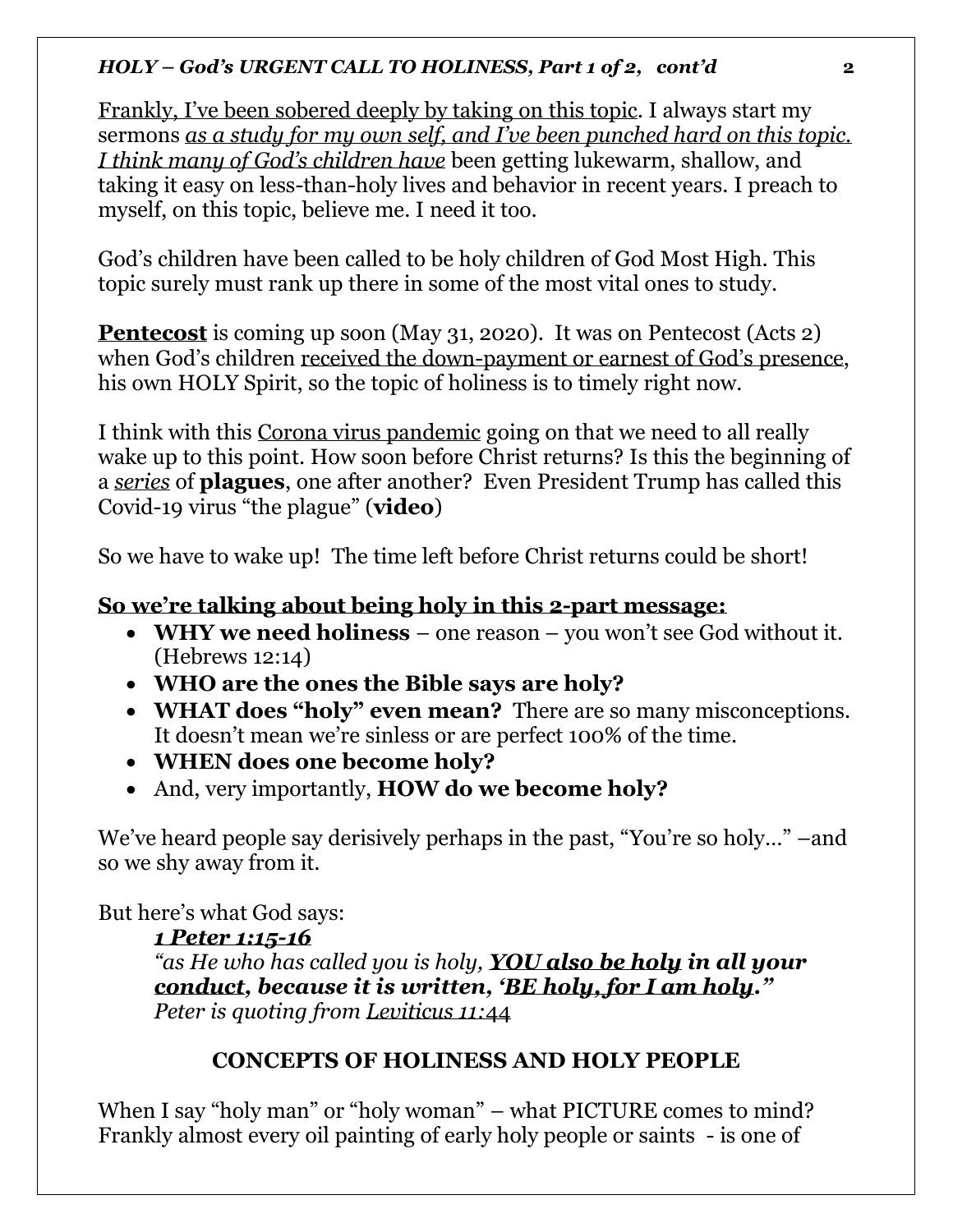Frankly, I've been sobered deeply by taking on this topic. I always start my sermons *as a study for my own self, and I've been punched hard on this topic. I think many of God's children have* been getting lukewarm, shallow, and taking it easy on less-than-holy lives and behavior in recent years. I preach to myself, on this topic, believe me. I need it too.

God's children have been called to be holy children of God Most High. This topic surely must rank up there in some of the most vital ones to study.

**Pentecost** is coming up soon (May 31, 2020). It was on Pentecost (Acts 2) when God's children received the down-payment or earnest of God's presence, his own HOLY Spirit, so the topic of holiness is to timely right now.

I think with this Corona virus pandemic going on that we need to all really wake up to this point. How soon before Christ returns? Is this the beginning of a *series* of **plagues**, one after another? Even President Trump has called this Covid-19 virus "the plague" (**video**)

So we have to wake up! The time left before Christ returns could be short!

**So we're talking about being holy in this 2-part message:**

- **WHY we need holiness** – one reason – you won't see God without it. (Hebrews 12:14)
- **WHO are the ones the Bible says are holy?**
- **WHAT does "holy" even mean?** There are so many misconceptions. It doesn't mean we're sinless or are perfect 100% of the time.
- **WHEN does one become holy?**
- And, very importantly, **HOW do we become holy?**

We've heard people say derisively perhaps in the past, "You're so holy…" –and so we shy away from it.

But here's what God says:

> ***1 Peter 1:15-16***
> *"as He who has called you is holy,* ***YOU also be holy*** ***in all your conduct, because it is written, 'BE holy, for I am holy."***
> *Peter is quoting from Leviticus 11:44*

## CONCEPTS OF HOLINESS AND HOLY PEOPLE

When I say "holy man" or "holy woman" – what PICTURE comes to mind? Frankly almost every oil painting of early holy people or saints - is one of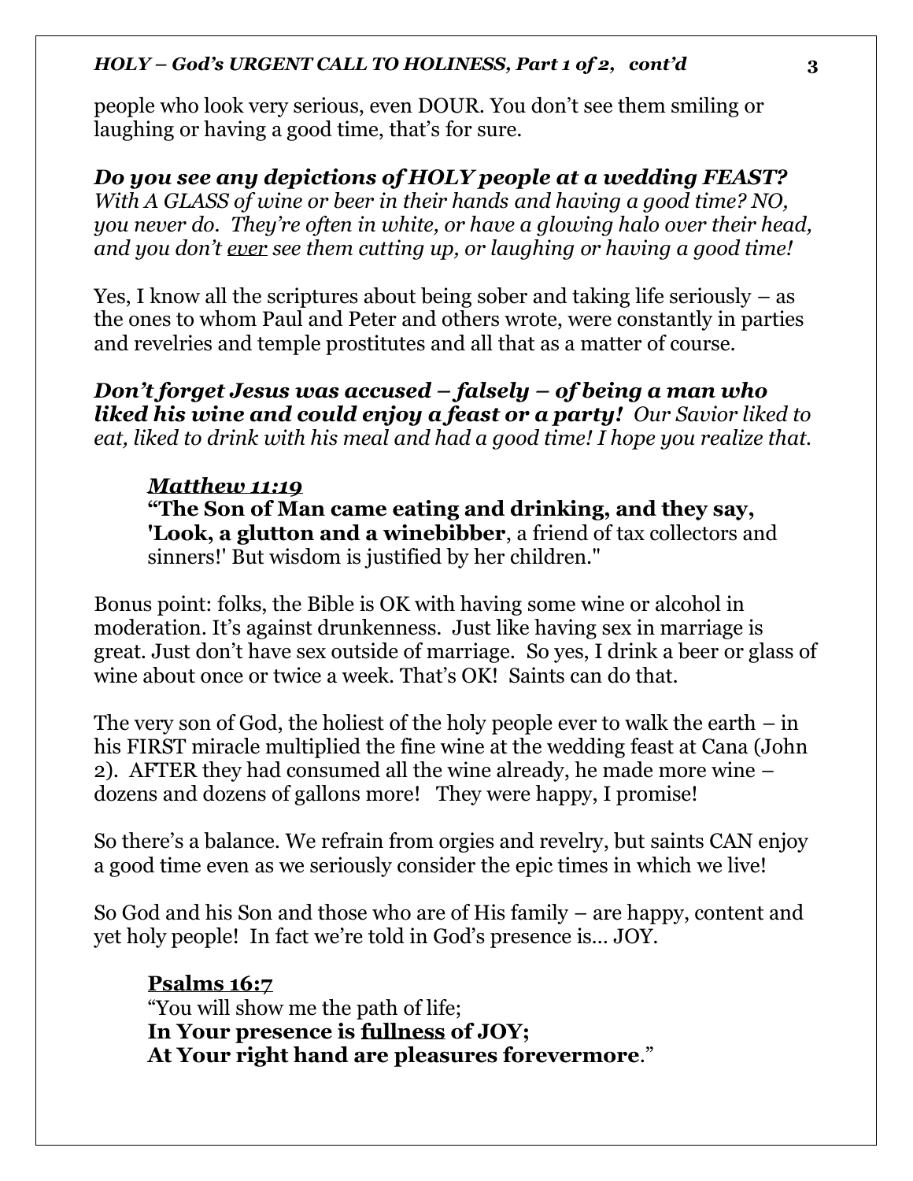people who look very serious, even DOUR. You don't see them smiling or laughing or having a good time, that's for sure.

***Do you see any depictions of HOLY people at a wedding FEAST?*** *With A GLASS of wine or beer in their hands and having a good time? NO, you never do. They're often in white, or have a glowing halo over their head, and you don't* ***ever*** *see them cutting up, or laughing or having a good time!*

Yes, I know all the scriptures about being sober and taking life seriously – as the ones to whom Paul and Peter and others wrote, were constantly in parties and revelries and temple prostitutes and all that as a matter of course.

***Don't forget Jesus was accused – falsely – of being a man who liked his wine and could enjoy a feast or a party!*** *Our Savior liked to eat, liked to drink with his meal and had a good time! I hope you realize that.*

> ***Matthew 11:19***
> **"The Son of Man came eating and drinking, and they say, 'Look, a glutton and a winebibber**, a friend of tax collectors and sinners!' But wisdom is justified by her children."

Bonus point: folks, the Bible is OK with having some wine or alcohol in moderation. It's against drunkenness. Just like having sex in marriage is great. Just don't have sex outside of marriage. So yes, I drink a beer or glass of wine about once or twice a week. That's OK! Saints can do that.

The very son of God, the holiest of the holy people ever to walk the earth – in his FIRST miracle multiplied the fine wine at the wedding feast at Cana (John 2). AFTER they had consumed all the wine already, he made more wine – dozens and dozens of gallons more! They were happy, I promise!

So there's a balance. We refrain from orgies and revelry, but saints CAN enjoy a good time even as we seriously consider the epic times in which we live!

So God and his Son and those who are of His family – are happy, content and yet holy people! In fact we're told in God's presence is… JOY.

> **Psalms 16:7**
> "You will show me the path of life;
> **In Your presence is fullness of JOY;**
> **At Your right hand are pleasures forevermore**."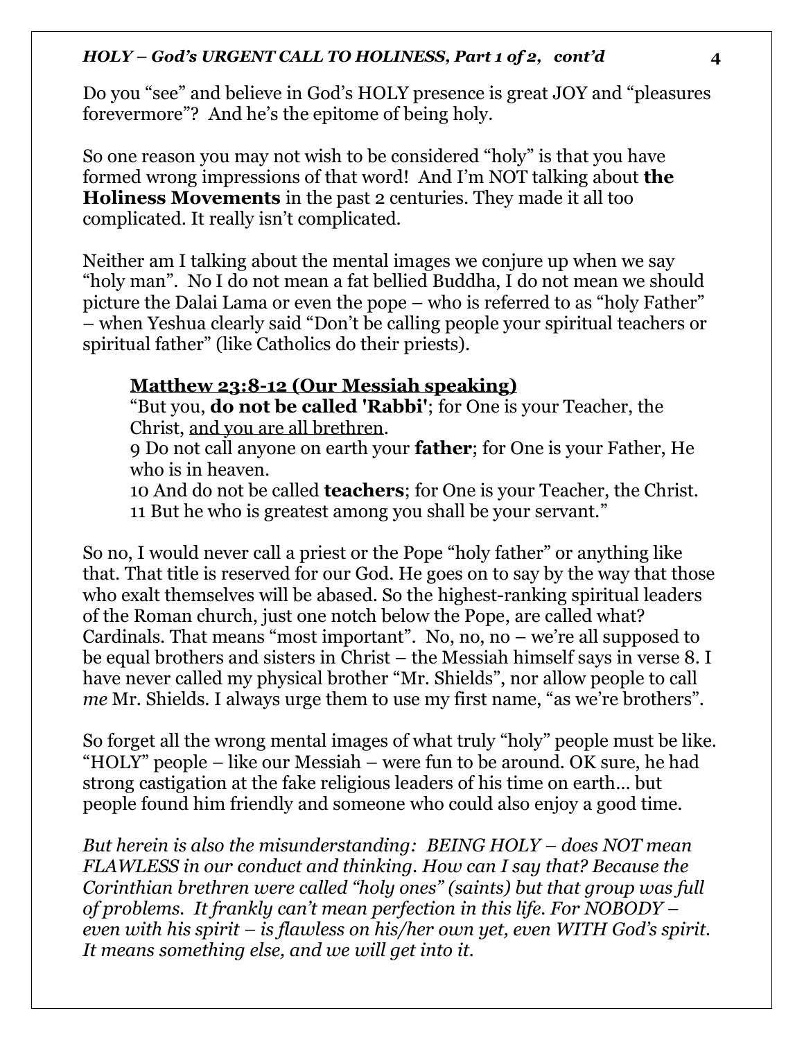Do you "see" and believe in God's HOLY presence is great JOY and "pleasures forevermore"? And he's the epitome of being holy.

So one reason you may not wish to be considered "holy" is that you have formed wrong impressions of that word! And I'm NOT talking about **the Holiness Movements** in the past 2 centuries. They made it all too complicated. It really isn't complicated.

Neither am I talking about the mental images we conjure up when we say "holy man". No I do not mean a fat bellied Buddha, I do not mean we should picture the Dalai Lama or even the pope – who is referred to as "holy Father" – when Yeshua clearly said "Don't be calling people your spiritual teachers or spiritual father" (like Catholics do their priests).

> <u>**Matthew 23:8-12 (Our Messiah speaking)**</u>
> "But you, **do not be called 'Rabbi'**; for One is your Teacher, the Christ, <u>and you are all brethren</u>.
> 9 Do not call anyone on earth your **father**; for One is your Father, He who is in heaven.
> 10 And do not be called **teachers**; for One is your Teacher, the Christ.
> 11 But he who is greatest among you shall be your servant."

So no, I would never call a priest or the Pope "holy father" or anything like that. That title is reserved for our God. He goes on to say by the way that those who exalt themselves will be abased. So the highest-ranking spiritual leaders of the Roman church, just one notch below the Pope, are called what? Cardinals. That means "most important". No, no, no – we're all supposed to be equal brothers and sisters in Christ – the Messiah himself says in verse 8. I have never called my physical brother "Mr. Shields", nor allow people to call *me* Mr. Shields. I always urge them to use my first name, "as we're brothers".

So forget all the wrong mental images of what truly "holy" people must be like. "HOLY" people – like our Messiah – were fun to be around. OK sure, he had strong castigation at the fake religious leaders of his time on earth… but people found him friendly and someone who could also enjoy a good time.

*But herein is also the misunderstanding: BEING HOLY – does NOT mean FLAWLESS in our conduct and thinking. How can I say that? Because the Corinthian brethren were called "holy ones" (saints) but that group was full of problems. It frankly can't mean perfection in this life. For NOBODY – even with his spirit – is flawless on his/her own yet, even WITH God's spirit. It means something else, and we will get into it.*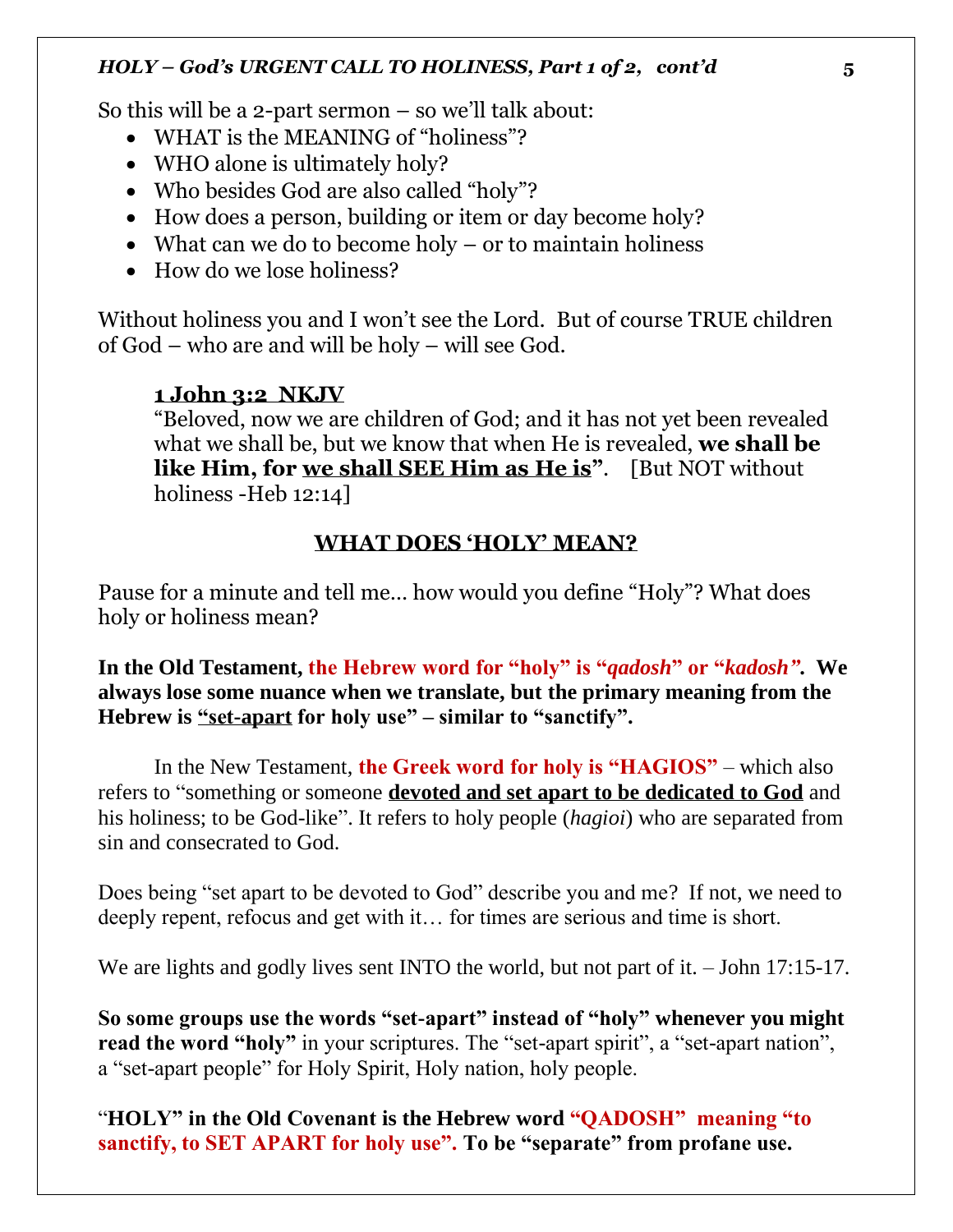So this will be a 2-part sermon – so we'll talk about:

- WHAT is the MEANING of "holiness"?
- WHO alone is ultimately holy?
- Who besides God are also called "holy"?
- How does a person, building or item or day become holy?
- What can we do to become holy – or to maintain holiness
- How do we lose holiness?

Without holiness you and I won't see the Lord. But of course TRUE children of God – who are and will be holy – will see God.

> **<u>1 John 3:2 NKJV</u>**
> "Beloved, now we are children of God; and it has not yet been revealed what we shall be, but we know that when He is revealed, **we shall be like Him, for <u>we shall SEE Him as He is</u>"**. [But NOT without holiness -Heb 12:14]

## <u>WHAT DOES 'HOLY' MEAN?</u>

Pause for a minute and tell me… how would you define "Holy"? What does holy or holiness mean?

**In the Old Testament, the Hebrew word for "holy" is "*qadosh*" or "*kadosh"*. We always lose some nuance when we translate, but the primary meaning from the Hebrew is <u>"set-apart</u> for holy use" – similar to "sanctify".**

In the New Testament, **the Greek word for holy is "HAGIOS"** – which also refers to "something or someone **<u>devoted and set apart to be dedicated to God</u>** and his holiness; to be God-like". It refers to holy people (*hagioi*) who are separated from sin and consecrated to God.

Does being "set apart to be devoted to God" describe you and me? If not, we need to deeply repent, refocus and get with it… for times are serious and time is short.

We are lights and godly lives sent INTO the world, but not part of it. – John 17:15-17.

**So some groups use the words "set-apart" instead of "holy" whenever you might read the word "holy"** in your scriptures. The "set-apart spirit", a "set-apart nation", a "set-apart people" for Holy Spirit, Holy nation, holy people.

"**HOLY" in the Old Covenant is the Hebrew word "QADOSH" meaning "to sanctify, to SET APART for holy use". To be "separate" from profane use.**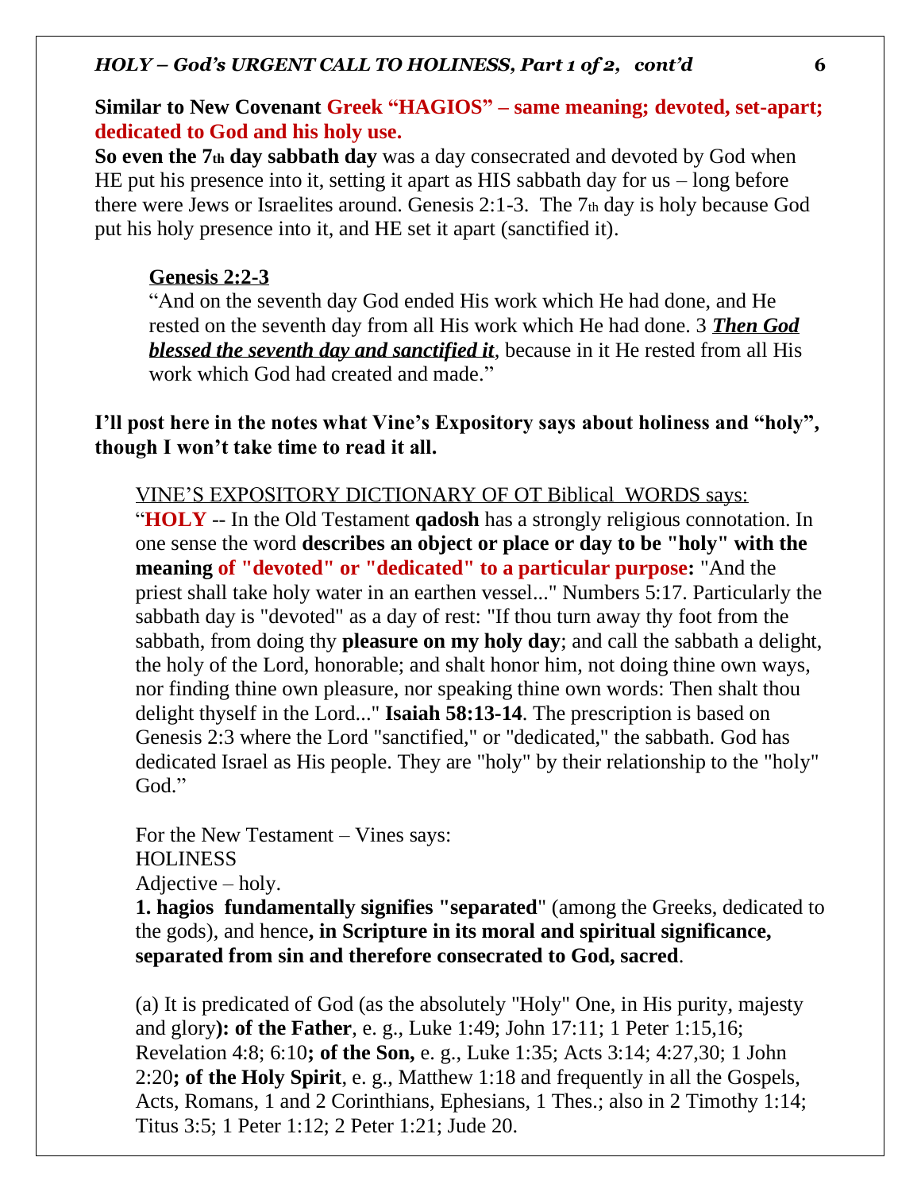**Similar to New Covenant Greek "HAGIOS" – same meaning; devoted, set-apart; dedicated to God and his holy use.**

**So even the 7th day sabbath day** was a day consecrated and devoted by God when HE put his presence into it, setting it apart as HIS sabbath day for us – long before there were Jews or Israelites around. Genesis 2:1-3. The 7th day is holy because God put his holy presence into it, and HE set it apart (sanctified it).

> **Genesis 2:2-3**
>
> "And on the seventh day God ended His work which He had done, and He rested on the seventh day from all His work which He had done. 3 ***Then God blessed the seventh day and sanctified it***, because in it He rested from all His work which God had created and made."

**I'll post here in the notes what Vine's Expository says about holiness and "holy", though I won't take time to read it all.**

> VINE'S EXPOSITORY DICTIONARY OF OT Biblical WORDS says:
>
> "**HOLY** -- In the Old Testament **qadosh** has a strongly religious connotation. In one sense the word **describes an object or place or day to be "holy" with the meaning of "devoted" or "dedicated" to a particular purpose:** "And the priest shall take holy water in an earthen vessel..." Numbers 5:17. Particularly the sabbath day is "devoted" as a day of rest: "If thou turn away thy foot from the sabbath, from doing thy **pleasure on my holy day**; and call the sabbath a delight, the holy of the Lord, honorable; and shalt honor him, not doing thine own ways, nor finding thine own pleasure, nor speaking thine own words: Then shalt thou delight thyself in the Lord..." **Isaiah 58:13-14**. The prescription is based on Genesis 2:3 where the Lord "sanctified," or "dedicated," the sabbath. God has dedicated Israel as His people. They are "holy" by their relationship to the "holy" God."
>
> For the New Testament – Vines says:
> HOLINESS
> Adjective – holy.
> **1. hagios fundamentally signifies "separated**" (among the Greeks, dedicated to the gods), and hence**, in Scripture in its moral and spiritual significance, separated from sin and therefore consecrated to God, sacred**.
>
> (a) It is predicated of God (as the absolutely "Holy" One, in His purity, majesty and glory**): of the Father**, e. g., Luke 1:49; John 17:11; 1 Peter 1:15,16; Revelation 4:8; 6:10**; of the Son,** e. g., Luke 1:35; Acts 3:14; 4:27,30; 1 John 2:20**; of the Holy Spirit**, e. g., Matthew 1:18 and frequently in all the Gospels, Acts, Romans, 1 and 2 Corinthians, Ephesians, 1 Thes.; also in 2 Timothy 1:14; Titus 3:5; 1 Peter 1:12; 2 Peter 1:21; Jude 20.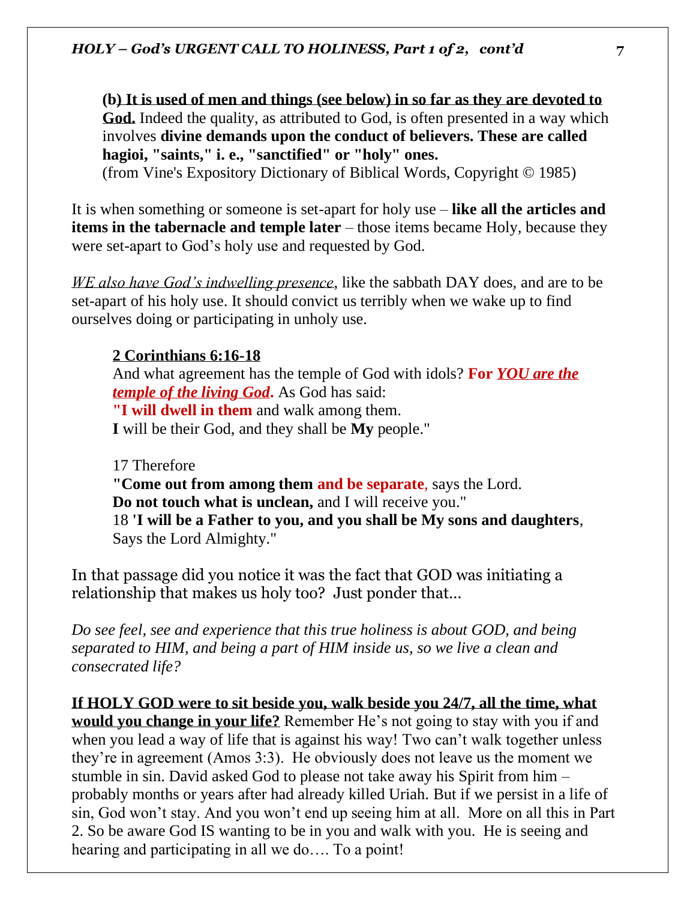**(b) It is used of men and things (see below) in so far as they are devoted to God.** Indeed the quality, as attributed to God, is often presented in a way which involves **divine demands upon the conduct of believers. These are called hagioi, "saints," i. e., "sanctified" or "holy" ones.**
(from Vine's Expository Dictionary of Biblical Words, Copyright © 1985)

It is when something or someone is set-apart for holy use – **like all the articles and items in the tabernacle and temple later** – those items became Holy, because they were set-apart to God's holy use and requested by God.

*WE also have God's indwelling presence*, like the sabbath DAY does, and are to be set-apart of his holy use. It should convict us terribly when we wake up to find ourselves doing or participating in unholy use.

**2 Corinthians 6:16-18**
And what agreement has the temple of God with idols? **For *YOU are the temple of the living God*.** As God has said:
**"I will dwell in them** and walk among them.
**I** will be their God, and they shall be **My** people."

17 Therefore
**"Come out from among them and be separate**, says the Lord.
**Do not touch what is unclean,** and I will receive you."
18 **'I will be a Father to you, and you shall be My sons and daughters**,
Says the Lord Almighty."

In that passage did you notice it was the fact that GOD was initiating a relationship that makes us holy too? Just ponder that...

*Do see feel, see and experience that this true holiness is about GOD, and being separated to HIM, and being a part of HIM inside us, so we live a clean and consecrated life?*

**If HOLY GOD were to sit beside you, walk beside you 24/7, all the time, what would you change in your life?** Remember He's not going to stay with you if and when you lead a way of life that is against his way! Two can't walk together unless they're in agreement (Amos 3:3). He obviously does not leave us the moment we stumble in sin. David asked God to please not take away his Spirit from him – probably months or years after had already killed Uriah. But if we persist in a life of sin, God won't stay. And you won't end up seeing him at all. More on all this in Part 2. So be aware God IS wanting to be in you and walk with you. He is seeing and hearing and participating in all we do…. To a point!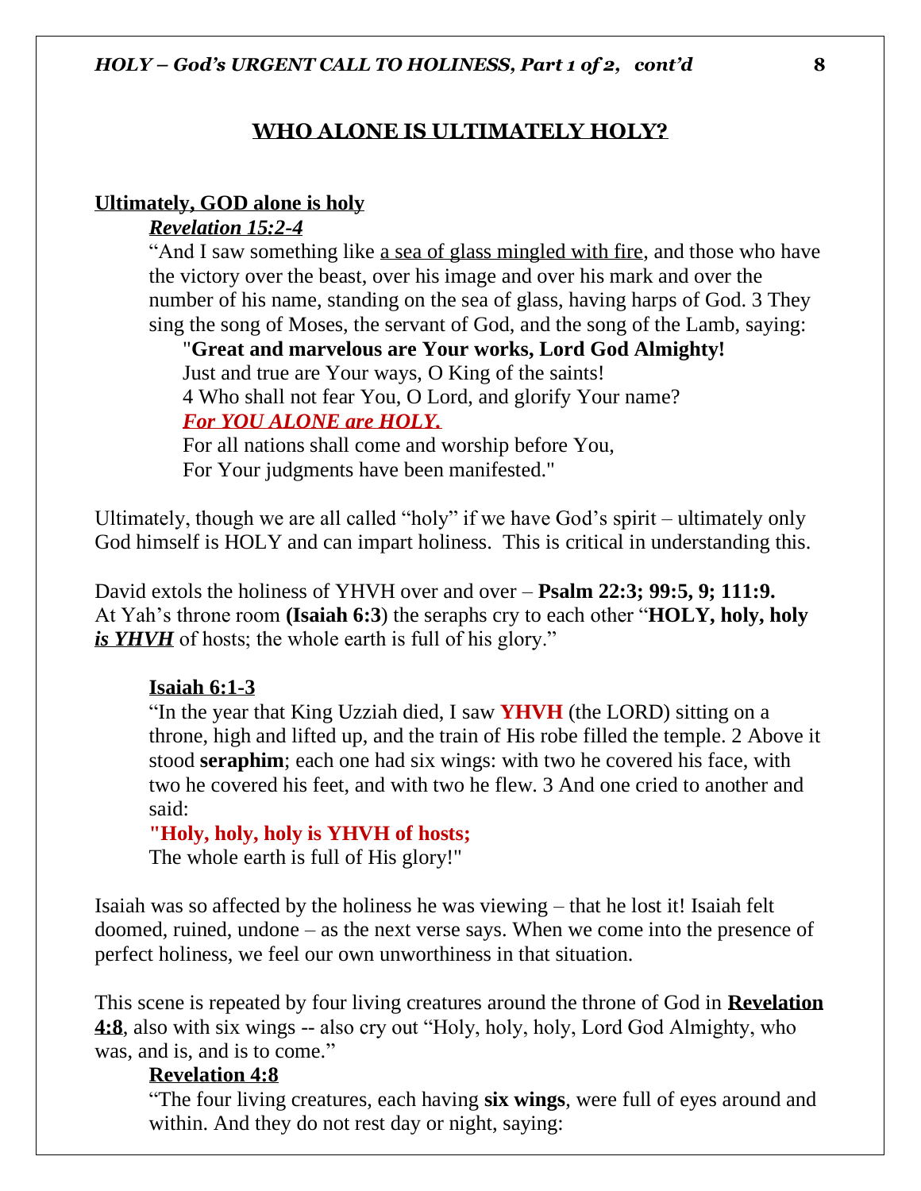## WHO ALONE IS ULTIMATELY HOLY?

**Ultimately, GOD alone is holy**

***Revelation 15:2-4***

"And I saw something like sea of glass mingled with fire, and those who have the victory over the beast, over his image and over his mark and over the number of his name, standing on the sea of glass, having harps of God. 3 They sing the song of Moses, the servant of God, and the song of the Lamb, saying:

"**Great and marvelous are Your works, Lord God Almighty!**
Just and true are Your ways, O King of the saints!
4 Who shall not fear You, O Lord, and glorify Your name?
***For YOU ALONE are HOLY.***
For all nations shall come and worship before You,
For Your judgments have been manifested."

Ultimately, though we are all called "holy" if we have God's spirit – ultimately only God himself is HOLY and can impart holiness. This is critical in understanding this.

David extols the holiness of YHVH over and over – **Psalm 22:3; 99:5, 9; 111:9.** At Yah's throne room **(Isaiah 6:3**) the seraphs cry to each other "**HOLY, holy, holy *is YHVH*** of hosts; the whole earth is full of his glory."

**Isaiah 6:1-3**

"In the year that King Uzziah died, I saw **YHVH** (the LORD) sitting on a throne, high and lifted up, and the train of His robe filled the temple. 2 Above it stood **seraphim**; each one had six wings: with two he covered his face, with two he covered his feet, and with two he flew. 3 And one cried to another and said:

**"Holy, holy, holy is YHVH of hosts;**
The whole earth is full of His glory!"

Isaiah was so affected by the holiness he was viewing – that he lost it! Isaiah felt doomed, ruined, undone – as the next verse says. When we come into the presence of perfect holiness, we feel our own unworthiness in that situation.

This scene is repeated by four living creatures around the throne of God in **Revelation 4:8**, also with six wings -- also cry out "Holy, holy, holy, Lord God Almighty, who was, and is, and is to come."

**Revelation 4:8**

"The four living creatures, each having **six wings**, were full of eyes around and within. And they do not rest day or night, saying: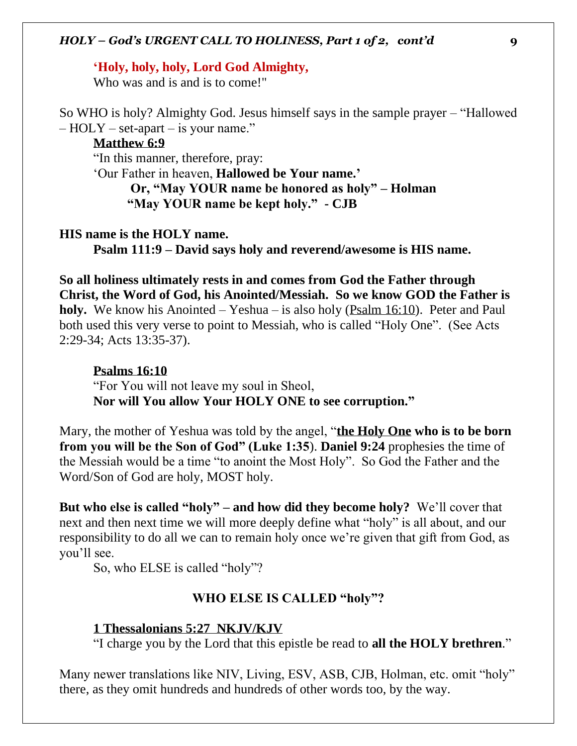**'Holy, holy, holy, Lord God Almighty,**
Who was and is and is to come!"

So WHO is holy? Almighty God. Jesus himself says in the sample prayer – "Hallowed – HOLY – set-apart – is your name."

**Matthew 6:9**
"In this manner, therefore, pray:
'Our Father in heaven, **Hallowed be Your name.'**
**Or, "May YOUR name be honored as holy" – Holman**
**"May YOUR name be kept holy." - CJB**

**HIS name is the HOLY name.**
**Psalm 111:9 – David says holy and reverend/awesome is HIS name.**

**So all holiness ultimately rests in and comes from God the Father through Christ, the Word of God, his Anointed/Messiah. So we know GOD the Father is holy.** We know his Anointed – Yeshua – is also holy (Psalm 16:10). Peter and Paul both used this very verse to point to Messiah, who is called "Holy One". (See Acts 2:29-34; Acts 13:35-37).

**Psalms 16:10**
"For You will not leave my soul in Sheol,
**Nor will You allow Your HOLY ONE to see corruption."**

Mary, the mother of Yeshua was told by the angel, "**the Holy One who is to be born from you will be the Son of God" (Luke 1:35**). **Daniel 9:24** prophesies the time of the Messiah would be a time "to anoint the Most Holy". So God the Father and the Word/Son of God are holy, MOST holy.

**But who else is called "holy" – and how did they become holy?** We'll cover that next and then next time we will more deeply define what "holy" is all about, and our responsibility to do all we can to remain holy once we're given that gift from God, as you'll see.
So, who ELSE is called "holy"?

## WHO ELSE IS CALLED "holy"?

**1 Thessalonians 5:27 NKJV/KJV**
"I charge you by the Lord that this epistle be read to **all the HOLY brethren**."

Many newer translations like NIV, Living, ESV, ASB, CJB, Holman, etc. omit "holy" there, as they omit hundreds and hundreds of other words too, by the way.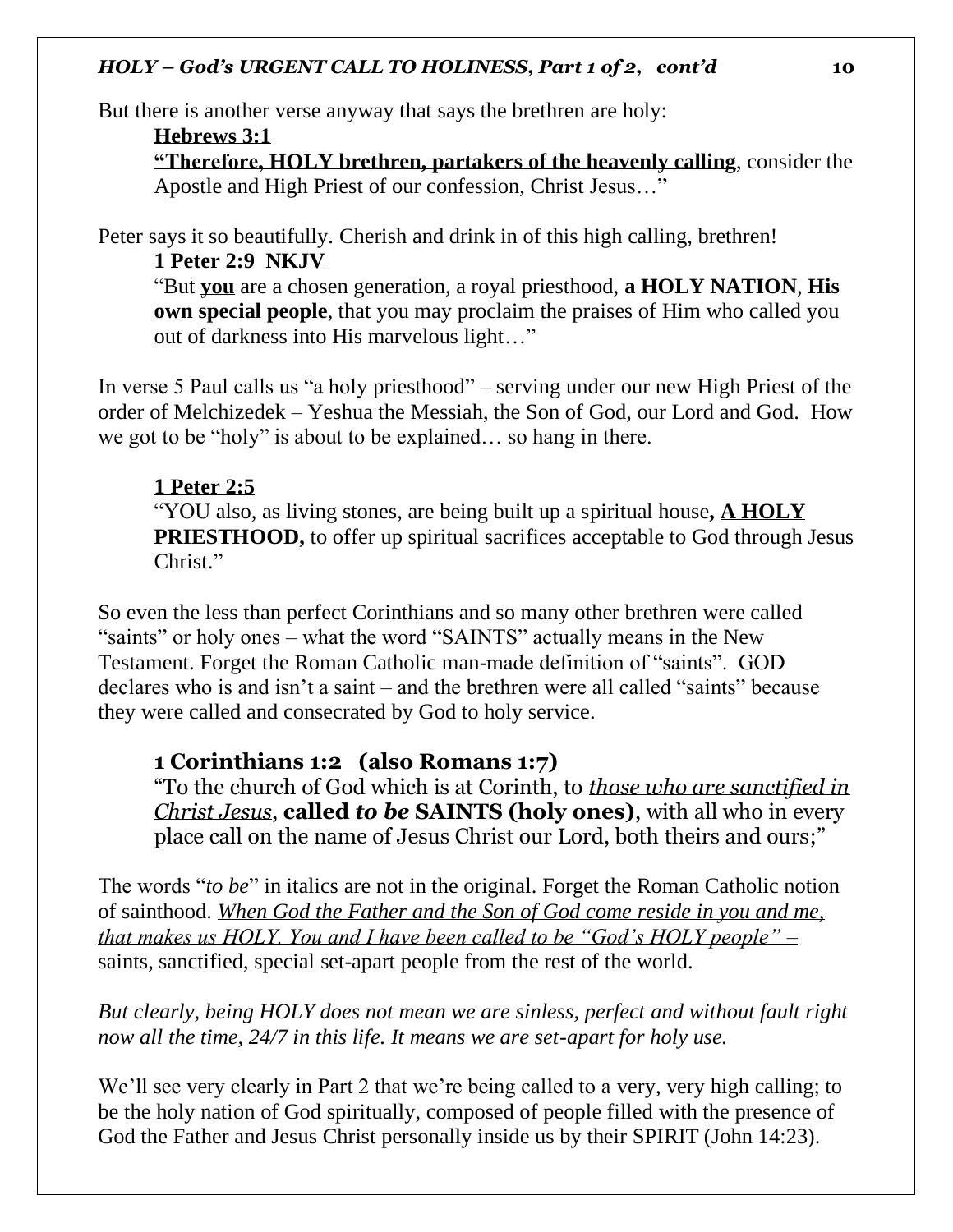But there is another verse anyway that says the brethren are holy:

> **<u>Hebrews 3:1</u>**
> **<u>"Therefore, HOLY brethren, partakers of the heavenly calling</u>**, consider the Apostle and High Priest of our confession, Christ Jesus…"

Peter says it so beautifully. Cherish and drink in of this high calling, brethren!

> **<u>1 Peter 2:9 NKJV</u>**
> "But **<u>you</u>** are a chosen generation, a royal priesthood, **a HOLY NATION**, **His own special people**, that you may proclaim the praises of Him who called you out of darkness into His marvelous light…"

In verse 5 Paul calls us "a holy priesthood" – serving under our new High Priest of the order of Melchizedek – Yeshua the Messiah, the Son of God, our Lord and God. How we got to be "holy" is about to be explained… so hang in there.

> **<u>1 Peter 2:5</u>**
> "YOU also, as living stones, are being built up a spiritual house**, <u>A HOLY PRIESTHOOD</u>,** to offer up spiritual sacrifices acceptable to God through Jesus Christ."

So even the less than perfect Corinthians and so many other brethren were called "saints" or holy ones – what the word "SAINTS" actually means in the New Testament. Forget the Roman Catholic man-made definition of "saints". GOD declares who is and isn't a saint – and the brethren were all called "saints" because they were called and consecrated by God to holy service.

> **<u>1 Corinthians 1:2 (also Romans 1:7)</u>**
> "To the church of God which is at Corinth, to *<u>those who are sanctified in Christ Jesus</u>*, **called *to be* SAINTS (holy ones)**, with all who in every place call on the name of Jesus Christ our Lord, both theirs and ours;"

The words "*to be*" in italics are not in the original. Forget the Roman Catholic notion of sainthood. *<u>When God the Father and the Son of God come reside in you and me, that makes us HOLY. You and I have been called to be "God's HOLY people" –</u>* saints, sanctified, special set-apart people from the rest of the world.

*But clearly, being HOLY does not mean we are sinless, perfect and without fault right now all the time, 24/7 in this life. It means we are set-apart for holy use.*

We'll see very clearly in Part 2 that we're being called to a very, very high calling; to be the holy nation of God spiritually, composed of people filled with the presence of God the Father and Jesus Christ personally inside us by their SPIRIT (John 14:23).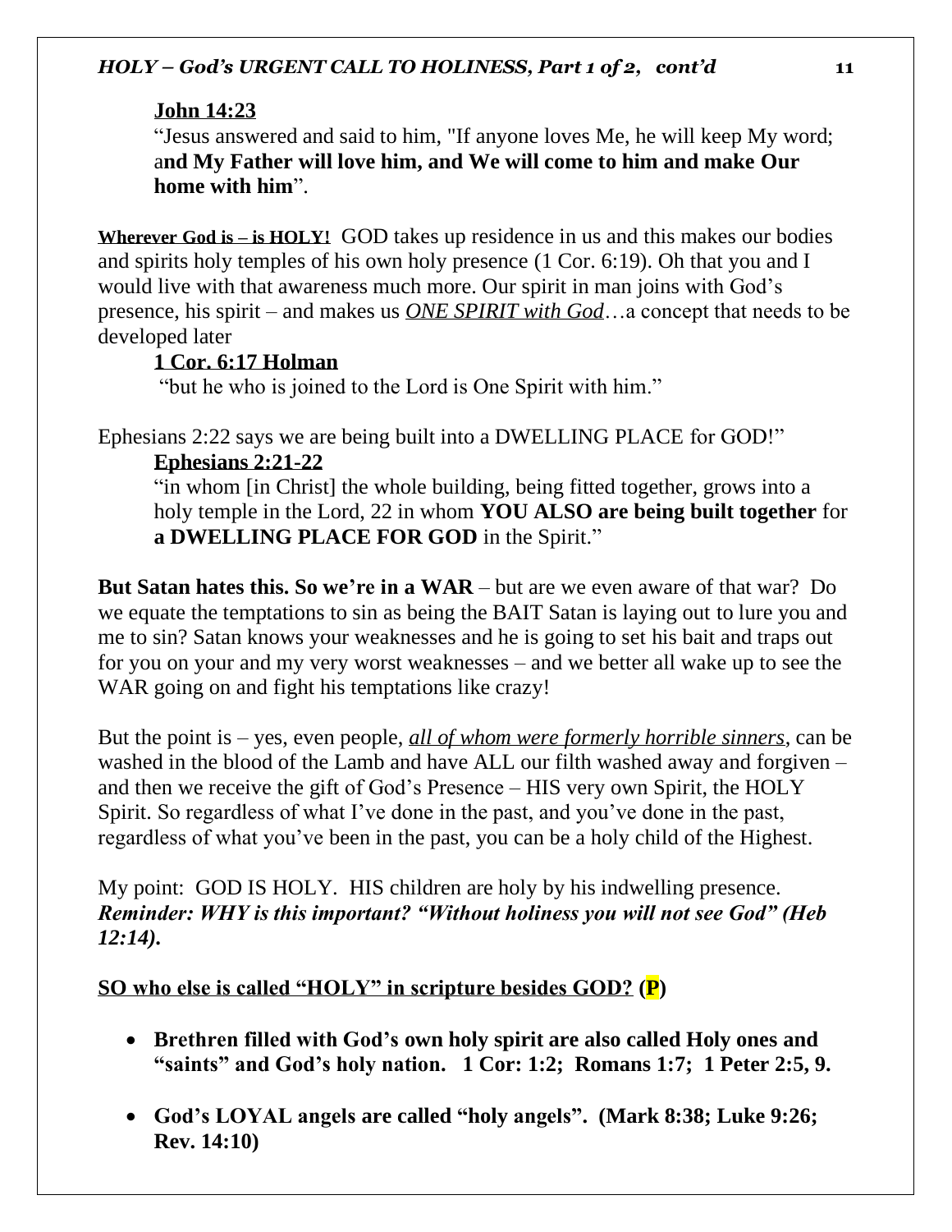**John 14:23**

"Jesus answered and said to him, "If anyone loves Me, he will keep My word; a**nd My Father will love him, and We will come to him and make Our home with him**".

**Wherever God is – is HOLY!** GOD takes up residence in us and this makes our bodies and spirits holy temples of his own holy presence (1 Cor. 6:19). Oh that you and I would live with that awareness much more. Our spirit in man joins with God's presence, his spirit – and makes us ***ONE SPIRIT with God***…a concept that needs to be developed later

**1 Cor. 6:17 Holman**

"but he who is joined to the Lord is One Spirit with him."

Ephesians 2:22 says we are being built into a DWELLING PLACE for GOD!"

**Ephesians 2:21-22**

"in whom [in Christ] the whole building, being fitted together, grows into a holy temple in the Lord, 22 in whom **YOU ALSO are being built together** for **a DWELLING PLACE FOR GOD** in the Spirit."

**But Satan hates this. So we're in a WAR** – but are we even aware of that war? Do we equate the temptations to sin as being the BAIT Satan is laying out to lure you and me to sin? Satan knows your weaknesses and he is going to set his bait and traps out for you on your and my very worst weaknesses – and we better all wake up to see the WAR going on and fight his temptations like crazy!

But the point is – yes, even people, ***all of whom were formerly horrible sinners***, can be washed in the blood of the Lamb and have ALL our filth washed away and forgiven – and then we receive the gift of God's Presence – HIS very own Spirit, the HOLY Spirit. So regardless of what I've done in the past, and you've done in the past, regardless of what you've been in the past, you can be a holy child of the Highest.

My point: GOD IS HOLY. HIS children are holy by his indwelling presence. ***Reminder: WHY is this important? "Without holiness you will not see God" (Heb 12:14).***

**SO who else is called "HOLY" in scripture besides GOD? (P)**

- **Brethren filled with God's own holy spirit are also called Holy ones and "saints" and God's holy nation. 1 Cor: 1:2; Romans 1:7; 1 Peter 2:5, 9.**
- **God's LOYAL angels are called "holy angels". (Mark 8:38; Luke 9:26; Rev. 14:10)**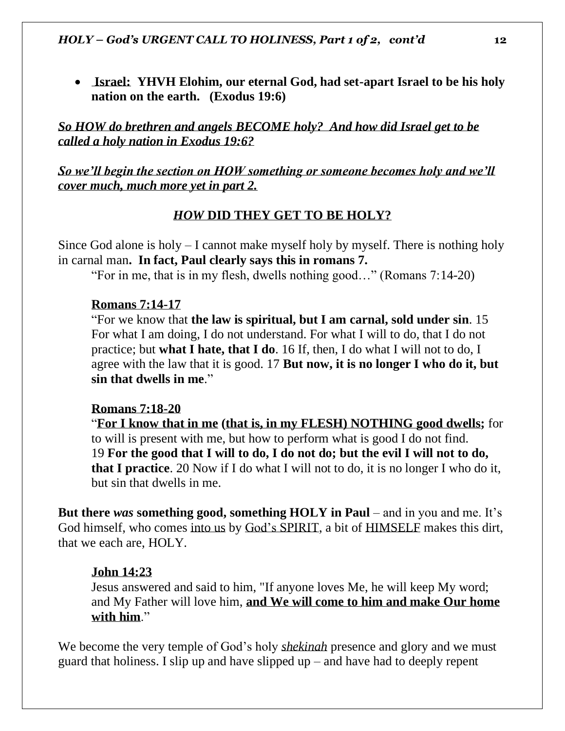- **<u>Israel:</u> YHVH Elohim, our eternal God, had set-apart Israel to be his holy nation on the earth. (Exodus 19:6)**

***<u>So HOW do brethren and angels BECOME holy? And how did Israel get to be called a holy nation in Exodus 19:6?</u>***

***<u>So we'll begin the section on HOW something or someone becomes holy and we'll cover much, much more yet in part 2.</u>***

## <u>*HOW* DID THEY GET TO BE HOLY?</u>

Since God alone is holy – I cannot make myself holy by myself. There is nothing holy in carnal man**. In fact, Paul clearly says this in romans 7.**

> "For in me, that is in my flesh, dwells nothing good…" (Romans 7:14-20)

> **<u>Romans 7:14-17</u>**
>
> "For we know that **the law is spiritual, but I am carnal, sold under sin**. 15 For what I am doing, I do not understand. For what I will to do, that I do not practice; but **what I hate, that I do**. 16 If, then, I do what I will not to do, I agree with the law that it is good. 17 **But now, it is no longer I who do it, but sin that dwells in me**."

> **<u>Romans 7:18-20</u>**
>
> "**<u>For I know that in me</u> (<u>that is, in my FLESH) NOTHING good dwells</u>;** for to will is present with me, but how to perform what is good I do not find. 19 **For the good that I will to do, I do not do; but the evil I will not to do, that I practice**. 20 Now if I do what I will not to do, it is no longer I who do it, but sin that dwells in me.

**But there *was* something good, something HOLY in Paul** – and in you and me. It's God himself, who comes <u>into us</u> by <u>God's SPIRIT</u>, a bit of <u>HIMSELF</u> makes this dirt, that we each are, HOLY.

> **<u>John 14:23</u>**
>
> Jesus answered and said to him, "If anyone loves Me, he will keep My word; and My Father will love him, **<u>and We will come to him and make Our home with him</u>**."

We become the very temple of God's holy <u>*shekinah*</u> presence and glory and we must guard that holiness. I slip up and have slipped up – and have had to deeply repent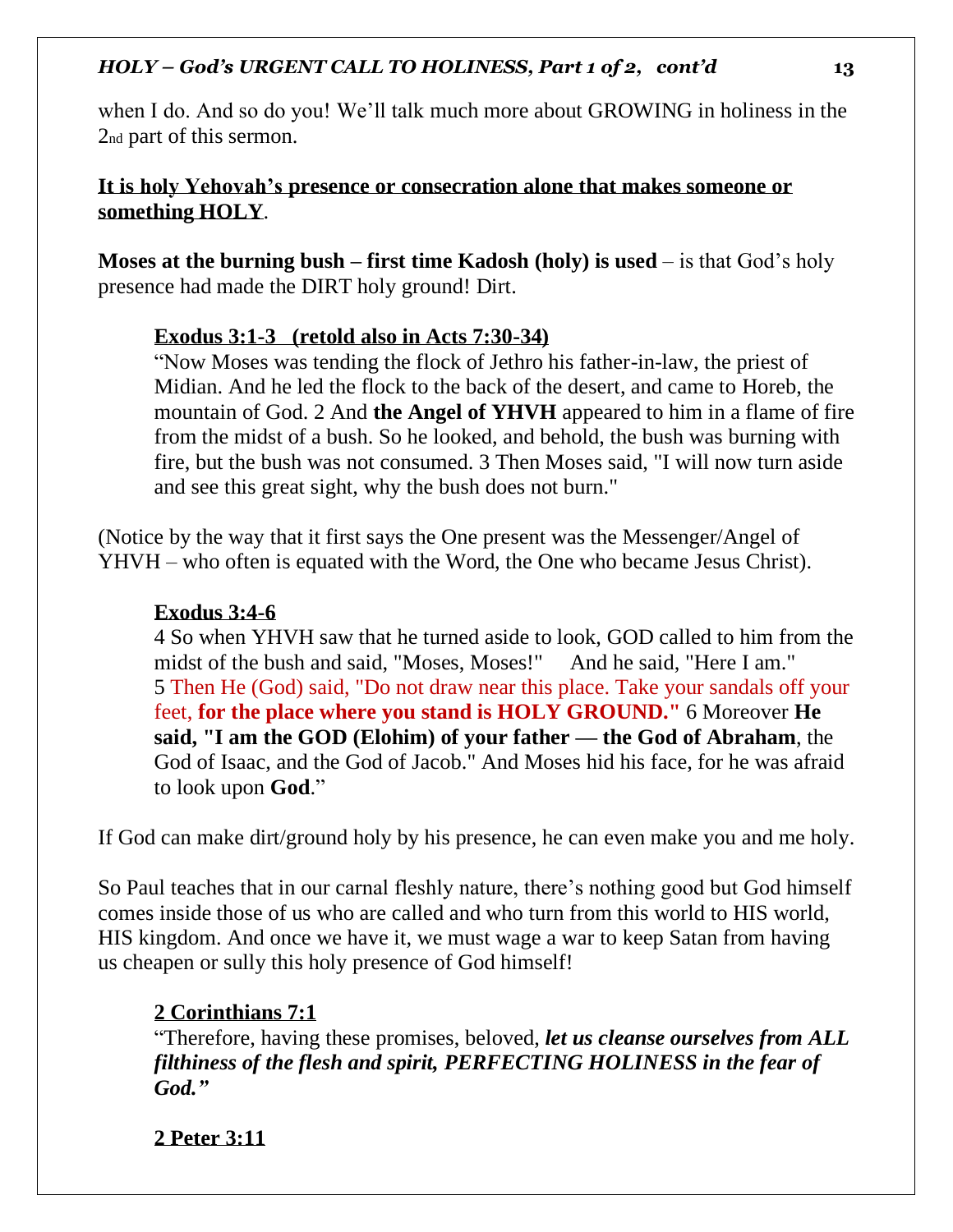when I do. And so do you! We'll talk much more about GROWING in holiness in the 2nd part of this sermon.

**<u>It is holy Yehovah's presence or consecration alone that makes someone or something HOLY</u>**.

**Moses at the burning bush – first time Kadosh (holy) is used** – is that God's holy presence had made the DIRT holy ground! Dirt.

> **<u>Exodus 3:1-3 (retold also in Acts 7:30-34)</u>**
>
> "Now Moses was tending the flock of Jethro his father-in-law, the priest of Midian. And he led the flock to the back of the desert, and came to Horeb, the mountain of God. 2 And **the Angel of YHVH** appeared to him in a flame of fire from the midst of a bush. So he looked, and behold, the bush was burning with fire, but the bush was not consumed. 3 Then Moses said, "I will now turn aside and see this great sight, why the bush does not burn."

(Notice by the way that it first says the One present was the Messenger/Angel of YHVH – who often is equated with the Word, the One who became Jesus Christ).

> **<u>Exodus 3:4-6</u>**
>
> 4 So when YHVH saw that he turned aside to look, GOD called to him from the midst of the bush and said, "Moses, Moses!" And he said, "Here I am." 5 Then He (God) said, "Do not draw near this place. Take your sandals off your feet, **for the place where you stand is HOLY GROUND."** 6 Moreover **He said, "I am the GOD (Elohim) of your father — the God of Abraham**, the God of Isaac, and the God of Jacob." And Moses hid his face, for he was afraid to look upon **God**."

If God can make dirt/ground holy by his presence, he can even make you and me holy.

So Paul teaches that in our carnal fleshly nature, there's nothing good but God himself comes inside those of us who are called and who turn from this world to HIS world, HIS kingdom. And once we have it, we must wage a war to keep Satan from having us cheapen or sully this holy presence of God himself!

> **<u>2 Corinthians 7:1</u>**
>
> "Therefore, having these promises, beloved, ***let us cleanse ourselves from ALL filthiness of the flesh and spirit, PERFECTING HOLINESS in the fear of God."***

> **<u>2 Peter 3:11</u>**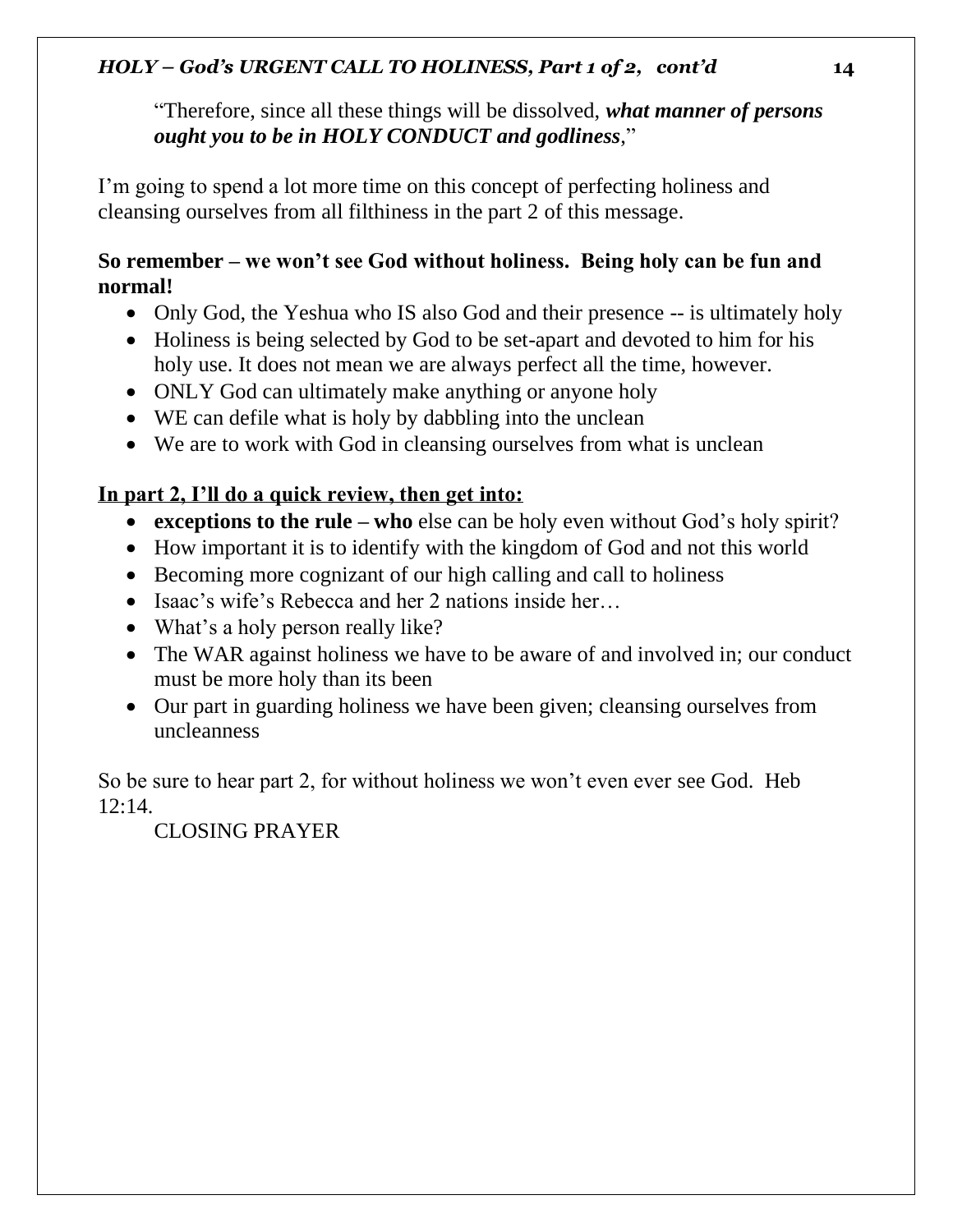"Therefore, since all these things will be dissolved, ***what manner of persons ought you to be in HOLY CONDUCT and godliness***,"

I'm going to spend a lot more time on this concept of perfecting holiness and cleansing ourselves from all filthiness in the part 2 of this message.

**So remember – we won't see God without holiness. Being holy can be fun and normal!**

- Only God, the Yeshua who IS also God and their presence -- is ultimately holy
- Holiness is being selected by God to be set-apart and devoted to him for his holy use. It does not mean we are always perfect all the time, however.
- ONLY God can ultimately make anything or anyone holy
- WE can defile what is holy by dabbling into the unclean
- We are to work with God in cleansing ourselves from what is unclean

**<u>In part 2, I'll do a quick review, then get into:</u>**

- **exceptions to the rule – who** else can be holy even without God's holy spirit?
- How important it is to identify with the kingdom of God and not this world
- Becoming more cognizant of our high calling and call to holiness
- Isaac's wife's Rebecca and her 2 nations inside her…
- What's a holy person really like?
- The WAR against holiness we have to be aware of and involved in; our conduct must be more holy than its been
- Our part in guarding holiness we have been given; cleansing ourselves from uncleanness

So be sure to hear part 2, for without holiness we won't even ever see God. Heb 12:14.

CLOSING PRAYER